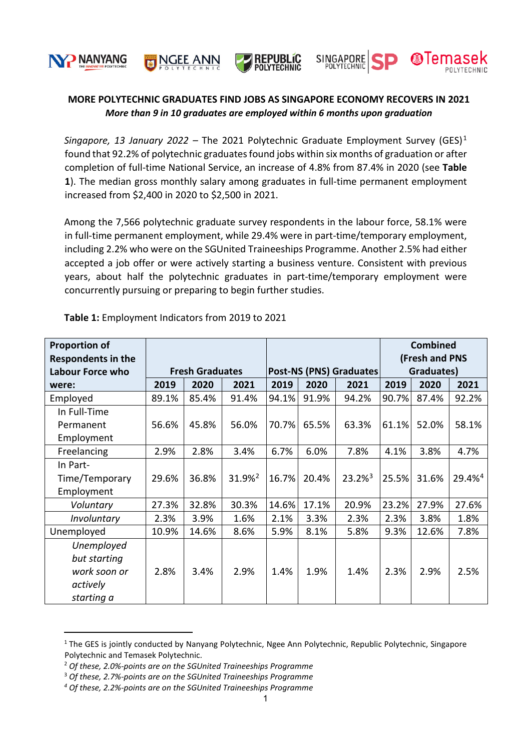**MORE POLYTECHNIC GRADUATES FIND JOBS AS SINGAPORE ECONOMY RECOVERS IN 2021**
***More than 9 in 10 graduates are employed within 6 months upon graduation***

*Singapore, 13 January 2022* – The 2021 Polytechnic Graduate Employment Survey (GES)[1] found that 92.2% of polytechnic graduates found jobs within six months of graduation or after completion of full-time National Service, an increase of 4.8% from 87.4% in 2020 (see **Table 1**). The median gross monthly salary among graduates in full-time permanent employment increased from $2,400 in 2020 to $2,500 in 2021.

Among the 7,566 polytechnic graduate survey respondents in the labour force, 58.1% were in full-time permanent employment, while 29.4% were in part-time/temporary employment, including 2.2% who were on the SGUnited Traineeships Programme. Another 2.5% had either accepted a job offer or were actively starting a business venture. Consistent with previous years, about half the polytechnic graduates in part-time/temporary employment were concurrently pursuing or preparing to begin further studies.

**Table 1:** Employment Indicators from 2019 to 2021

| **Proportion of Respondents in the Labour Force who were:** | **Fresh Graduates** | | | **Post-NS (PNS) Graduates** | | | **Combined (Fresh and PNS Graduates)** | | |
|---|---|---|---|---|---|---|---|---|---|
| | **2019** | **2020** | **2021** | **2019** | **2020** | **2021** | **2019** | **2020** | **2021** |
| Employed | 89.1% | 85.4% | 91.4% | 94.1% | 91.9% | 94.2% | 90.7% | 87.4% | 92.2% |
| In Full-Time Permanent Employment | 56.6% | 45.8% | 56.0% | 70.7% | 65.5% | 63.3% | 61.1% | 52.0% | 58.1% |
| Freelancing | 2.9% | 2.8% | 3.4% | 6.7% | 6.0% | 7.8% | 4.1% | 3.8% | 4.7% |
| In Part-Time/Temporary Employment | 29.6% | 36.8% | 31.9%[2] | 16.7% | 20.4% | 23.2%[3] | 25.5% | 31.6% | 29.4%[4] |
| *Voluntary* | 27.3% | 32.8% | 30.3% | 14.6% | 17.1% | 20.9% | 23.2% | 27.9% | 27.6% |
| *Involuntary* | 2.3% | 3.9% | 1.6% | 2.1% | 3.3% | 2.3% | 2.3% | 3.8% | 1.8% |
| Unemployed | 10.9% | 14.6% | 8.6% | 5.9% | 8.1% | 5.8% | 9.3% | 12.6% | 7.8% |
| *Unemployed but starting work soon or actively starting a* | 2.8% | 3.4% | 2.9% | 1.4% | 1.9% | 1.4% | 2.3% | 2.9% | 2.5% |

[1] The GES is jointly conducted by Nanyang Polytechnic, Ngee Ann Polytechnic, Republic Polytechnic, Singapore Polytechnic and Temasek Polytechnic.

[2] *Of these, 2.0%-points are on the SGUnited Traineeships Programme*

[3] *Of these, 2.7%-points are on the SGUnited Traineeships Programme*

[4] *Of these, 2.2%-points are on the SGUnited Traineeships Programme*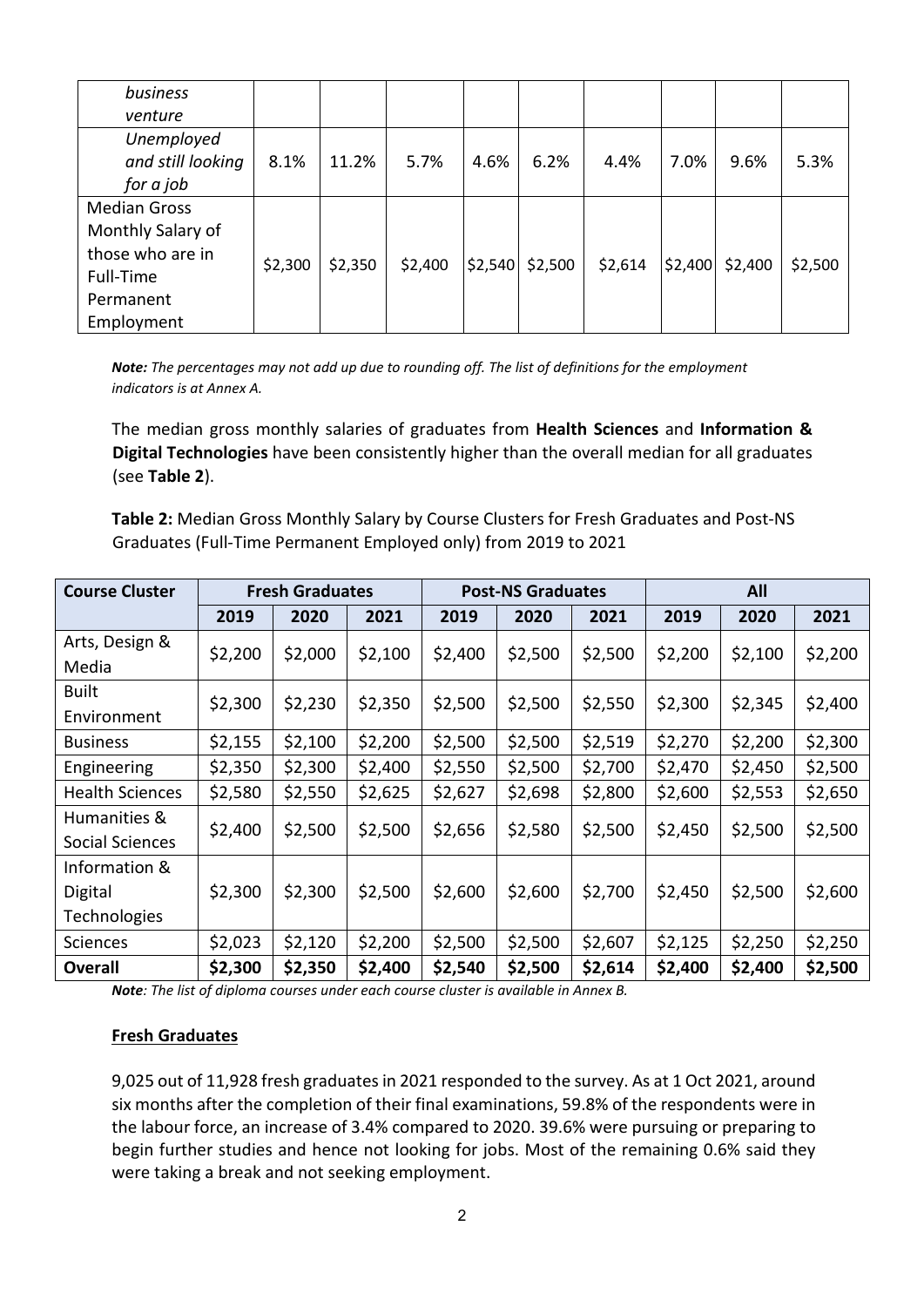| | | | | | | | | | |
|---|---|---|---|---|---|---|---|---|---|
| *business venture* | | | | | | | | | |
| *Unemployed and still looking for a job* | 8.1% | 11.2% | 5.7% | 4.6% | 6.2% | 4.4% | 7.0% | 9.6% | 5.3% |
| Median Gross Monthly Salary of those who are in Full-Time Permanent Employment | $2,300 | $2,350 | $2,400 | $2,540 | $2,500 | $2,614 | $2,400 | $2,400 | $2,500 |

***Note:*** *The percentages may not add up due to rounding off. The list of definitions for the employment indicators is at Annex A.*

The median gross monthly salaries of graduates from **Health Sciences** and **Information & Digital Technologies** have been consistently higher than the overall median for all graduates (see **Table 2**).

**Table 2:** Median Gross Monthly Salary by Course Clusters for Fresh Graduates and Post-NS Graduates (Full-Time Permanent Employed only) from 2019 to 2021

| Course Cluster | Fresh Graduates | | | Post-NS Graduates | | | All | | |
|---|---|---|---|---|---|---|---|---|---|
| | 2019 | 2020 | 2021 | 2019 | 2020 | 2021 | 2019 | 2020 | 2021 |
| Arts, Design & Media | $2,200 | $2,000 | $2,100 | $2,400 | $2,500 | $2,500 | $2,200 | $2,100 | $2,200 |
| Built Environment | $2,300 | $2,230 | $2,350 | $2,500 | $2,500 | $2,550 | $2,300 | $2,345 | $2,400 |
| Business | $2,155 | $2,100 | $2,200 | $2,500 | $2,500 | $2,519 | $2,270 | $2,200 | $2,300 |
| Engineering | $2,350 | $2,300 | $2,400 | $2,550 | $2,500 | $2,700 | $2,470 | $2,450 | $2,500 |
| Health Sciences | $2,580 | $2,550 | $2,625 | $2,627 | $2,698 | $2,800 | $2,600 | $2,553 | $2,650 |
| Humanities & Social Sciences | $2,400 | $2,500 | $2,500 | $2,656 | $2,580 | $2,500 | $2,450 | $2,500 | $2,500 |
| Information & Digital Technologies | $2,300 | $2,300 | $2,500 | $2,600 | $2,600 | $2,700 | $2,450 | $2,500 | $2,600 |
| Sciences | $2,023 | $2,120 | $2,200 | $2,500 | $2,500 | $2,607 | $2,125 | $2,250 | $2,250 |
| **Overall** | **$2,300** | **$2,350** | **$2,400** | **$2,540** | **$2,500** | **$2,614** | **$2,400** | **$2,400** | **$2,500** |

***Note****: The list of diploma courses under each course cluster is available in Annex B.*

**Fresh Graduates**

9,025 out of 11,928 fresh graduates in 2021 responded to the survey. As at 1 Oct 2021, around six months after the completion of their final examinations, 59.8% of the respondents were in the labour force, an increase of 3.4% compared to 2020. 39.6% were pursuing or preparing to begin further studies and hence not looking for jobs. Most of the remaining 0.6% said they were taking a break and not seeking employment.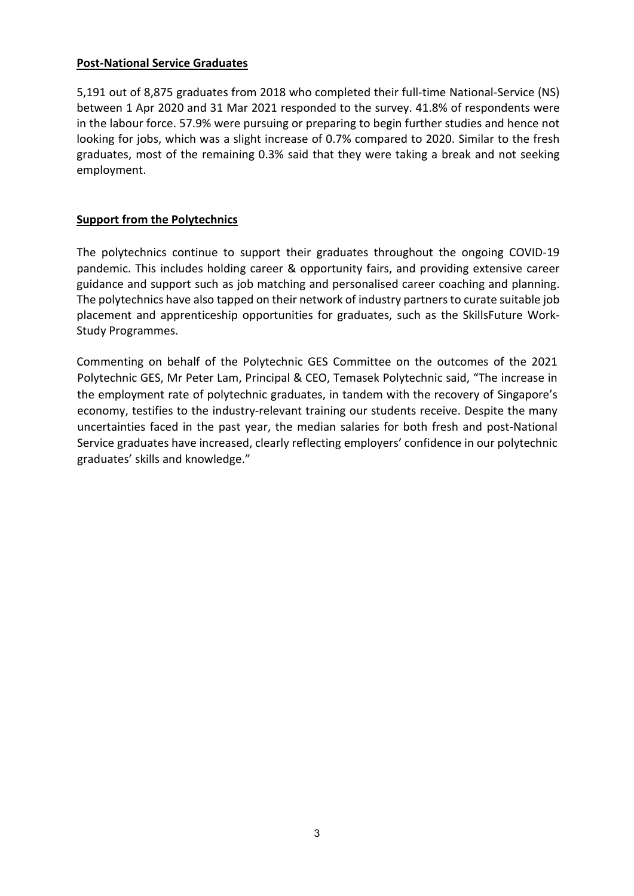## Post-National Service Graduates

5,191 out of 8,875 graduates from 2018 who completed their full-time National-Service (NS) between 1 Apr 2020 and 31 Mar 2021 responded to the survey. 41.8% of respondents were in the labour force. 57.9% were pursuing or preparing to begin further studies and hence not looking for jobs, which was a slight increase of 0.7% compared to 2020. Similar to the fresh graduates, most of the remaining 0.3% said that they were taking a break and not seeking employment.

## Support from the Polytechnics

The polytechnics continue to support their graduates throughout the ongoing COVID-19 pandemic. This includes holding career & opportunity fairs, and providing extensive career guidance and support such as job matching and personalised career coaching and planning. The polytechnics have also tapped on their network of industry partners to curate suitable job placement and apprenticeship opportunities for graduates, such as the SkillsFuture Work-Study Programmes.

Commenting on behalf of the Polytechnic GES Committee on the outcomes of the 2021 Polytechnic GES, Mr Peter Lam, Principal & CEO, Temasek Polytechnic said, "The increase in the employment rate of polytechnic graduates, in tandem with the recovery of Singapore's economy, testifies to the industry-relevant training our students receive. Despite the many uncertainties faced in the past year, the median salaries for both fresh and post-National Service graduates have increased, clearly reflecting employers' confidence in our polytechnic graduates' skills and knowledge."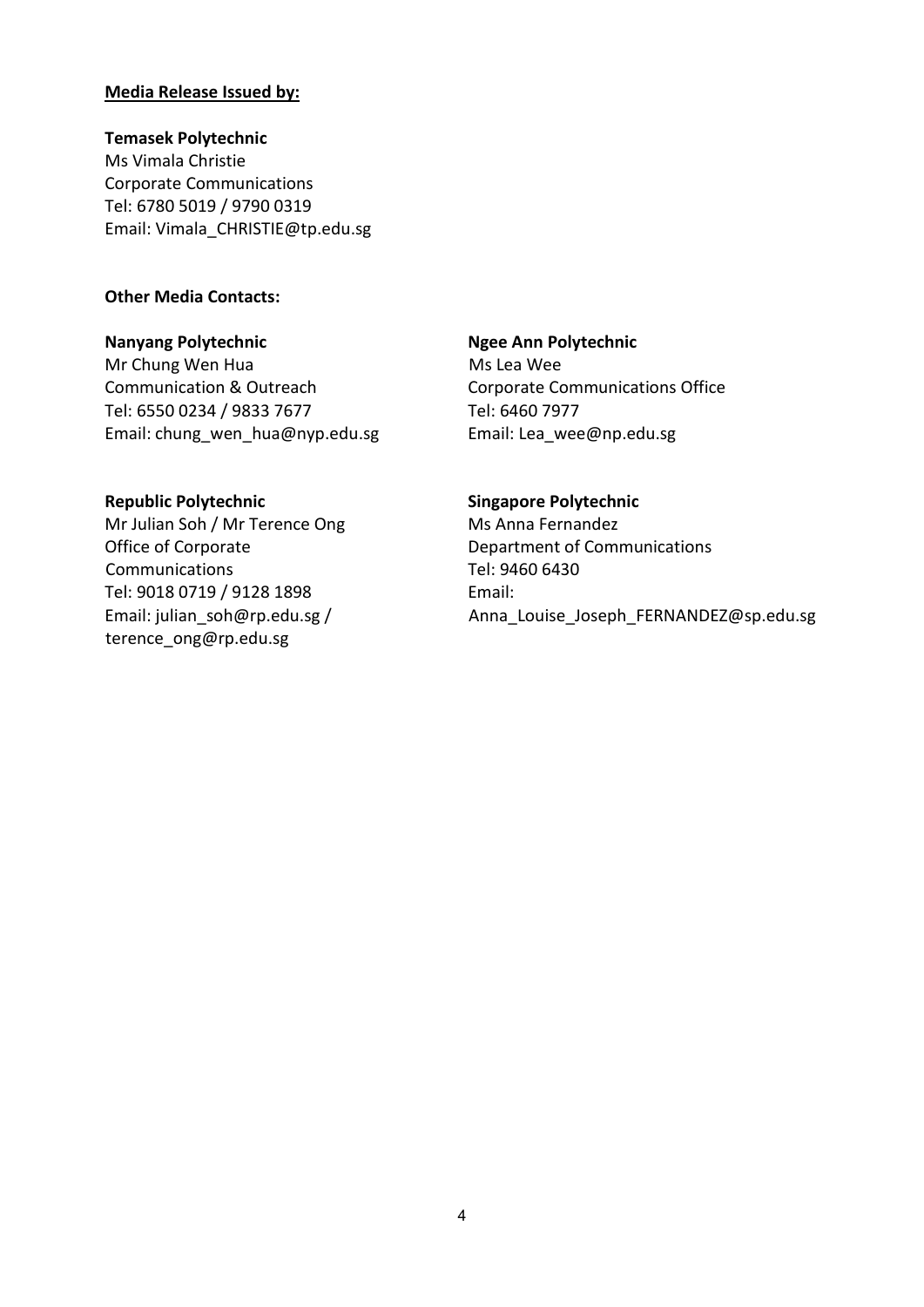**<u>Media Release Issued by:</u>**

**Temasek Polytechnic**
Ms Vimala Christie
Corporate Communications
Tel: 6780 5019 / 9790 0319
Email: Vimala_CHRISTIE@tp.edu.sg

**Other Media Contacts:**

**Nanyang Polytechnic**
Mr Chung Wen Hua
Communication & Outreach
Tel: 6550 0234 / 9833 7677
Email: chung_wen_hua@nyp.edu.sg

**Ngee Ann Polytechnic**
Ms Lea Wee
Corporate Communications Office
Tel: 6460 7977
Email: Lea_wee@np.edu.sg

**Republic Polytechnic**
Mr Julian Soh / Mr Terence Ong
Office of Corporate Communications
Tel: 9018 0719 / 9128 1898
Email: julian_soh@rp.edu.sg / terence_ong@rp.edu.sg

**Singapore Polytechnic**
Ms Anna Fernandez
Department of Communications
Tel: 9460 6430
Email: Anna_Louise_Joseph_FERNANDEZ@sp.edu.sg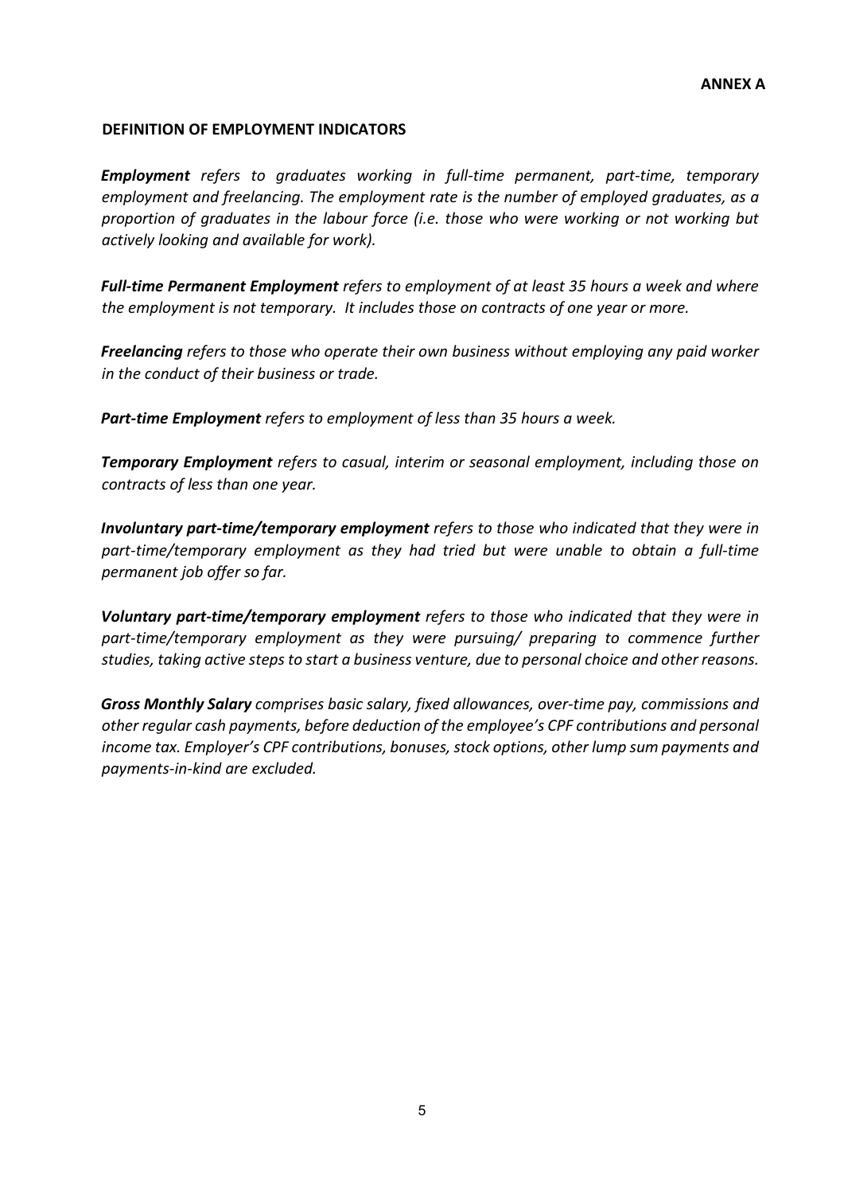**ANNEX A**

## DEFINITION OF EMPLOYMENT INDICATORS

***Employment*** *refers to graduates working in full-time permanent, part-time, temporary employment and freelancing. The employment rate is the number of employed graduates, as a proportion of graduates in the labour force (i.e. those who were working or not working but actively looking and available for work).*

***Full-time Permanent Employment*** *refers to employment of at least 35 hours a week and where the employment is not temporary. It includes those on contracts of one year or more.*

***Freelancing*** *refers to those who operate their own business without employing any paid worker in the conduct of their business or trade.*

***Part-time Employment*** *refers to employment of less than 35 hours a week.*

***Temporary Employment*** *refers to casual, interim or seasonal employment, including those on contracts of less than one year.*

***Involuntary part-time/temporary employment*** *refers to those who indicated that they were in part-time/temporary employment as they had tried but were unable to obtain a full-time permanent job offer so far.*

***Voluntary part-time/temporary employment*** *refers to those who indicated that they were in part-time/temporary employment as they were pursuing/ preparing to commence further studies, taking active steps to start a business venture, due to personal choice and other reasons.*

***Gross Monthly Salary*** *comprises basic salary, fixed allowances, over-time pay, commissions and other regular cash payments, before deduction of the employee's CPF contributions and personal income tax. Employer's CPF contributions, bonuses, stock options, other lump sum payments and payments-in-kind are excluded.*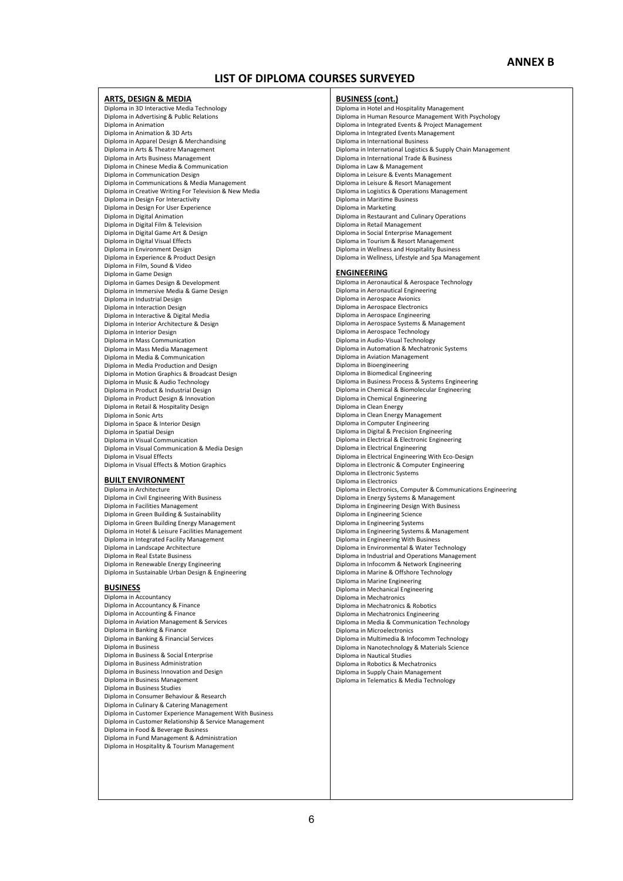**ANNEX B**

# LIST OF DIPLOMA COURSES SURVEYED

## ARTS, DESIGN & MEDIA

Diploma in 3D Interactive Media Technology
Diploma in Advertising & Public Relations
Diploma in Animation
Diploma in Animation & 3D Arts
Diploma in Apparel Design & Merchandising
Diploma in Arts & Theatre Management
Diploma in Arts Business Management
Diploma in Chinese Media & Communication
Diploma in Communication Design
Diploma in Communications & Media Management
Diploma in Creative Writing For Television & New Media
Diploma in Design For Interactivity
Diploma in Design For User Experience
Diploma in Digital Animation
Diploma in Digital Film & Television
Diploma in Digital Game Art & Design
Diploma in Digital Visual Effects
Diploma in Environment Design
Diploma in Experience & Product Design
Diploma in Film, Sound & Video
Diploma in Game Design
Diploma in Games Design & Development
Diploma in Immersive Media & Game Design
Diploma in Industrial Design
Diploma in Interaction Design
Diploma in Interactive & Digital Media
Diploma in Interior Architecture & Design
Diploma in Interior Design
Diploma in Mass Communication
Diploma in Mass Media Management
Diploma in Media & Communication
Diploma in Media Production and Design
Diploma in Motion Graphics & Broadcast Design
Diploma in Music & Audio Technology
Diploma in Product & Industrial Design
Diploma in Product Design & Innovation
Diploma in Retail & Hospitality Design
Diploma in Sonic Arts
Diploma in Space & Interior Design
Diploma in Spatial Design
Diploma in Visual Communication
Diploma in Visual Communication & Media Design
Diploma in Visual Effects
Diploma in Visual Effects & Motion Graphics

## BUILT ENVIRONMENT

Diploma in Architecture
Diploma in Civil Engineering With Business
Diploma in Facilities Management
Diploma in Green Building & Sustainability
Diploma in Green Building Energy Management
Diploma in Hotel & Leisure Facilities Management
Diploma in Integrated Facility Management
Diploma in Landscape Architecture
Diploma in Real Estate Business
Diploma in Renewable Energy Engineering
Diploma in Sustainable Urban Design & Engineering

## BUSINESS

Diploma in Accountancy
Diploma in Accountancy & Finance
Diploma in Accounting & Finance
Diploma in Aviation Management & Services
Diploma in Banking & Finance
Diploma in Banking & Financial Services
Diploma in Business
Diploma in Business & Social Enterprise
Diploma in Business Administration
Diploma in Business Innovation and Design
Diploma in Business Management
Diploma in Business Studies
Diploma in Consumer Behaviour & Research
Diploma in Culinary & Catering Management
Diploma in Customer Experience Management With Business
Diploma in Customer Relationship & Service Management
Diploma in Food & Beverage Business
Diploma in Fund Management & Administration
Diploma in Hospitality & Tourism Management

## BUSINESS (cont.)

Diploma in Hotel and Hospitality Management
Diploma in Human Resource Management With Psychology
Diploma in Integrated Events & Project Management
Diploma in Integrated Events Management
Diploma in International Business
Diploma in International Logistics & Supply Chain Management
Diploma in International Trade & Business
Diploma in Law & Management
Diploma in Leisure & Events Management
Diploma in Leisure & Resort Management
Diploma in Logistics & Operations Management
Diploma in Maritime Business
Diploma in Marketing
Diploma in Restaurant and Culinary Operations
Diploma in Retail Management
Diploma in Social Enterprise Management
Diploma in Tourism & Resort Management
Diploma in Wellness and Hospitality Business
Diploma in Wellness, Lifestyle and Spa Management

## ENGINEERING

Diploma in Aeronautical & Aerospace Technology
Diploma in Aeronautical Engineering
Diploma in Aerospace Avionics
Diploma in Aerospace Electronics
Diploma in Aerospace Engineering
Diploma in Aerospace Systems & Management
Diploma in Aerospace Technology
Diploma in Audio-Visual Technology
Diploma in Automation & Mechatronic Systems
Diploma in Aviation Management
Diploma in Bioengineering
Diploma in Biomedical Engineering
Diploma in Business Process & Systems Engineering
Diploma in Chemical & Biomolecular Engineering
Diploma in Chemical Engineering
Diploma in Clean Energy
Diploma in Clean Energy Management
Diploma in Computer Engineering
Diploma in Digital & Precision Engineering
Diploma in Electrical & Electronic Engineering
Diploma in Electrical Engineering
Diploma in Electrical Engineering With Eco-Design
Diploma in Electronic & Computer Engineering
Diploma in Electronic Systems
Diploma in Electronics
Diploma in Electronics, Computer & Communications Engineering
Diploma in Energy Systems & Management
Diploma in Engineering Design With Business
Diploma in Engineering Science
Diploma in Engineering Systems
Diploma in Engineering Systems & Management
Diploma in Engineering With Business
Diploma in Environmental & Water Technology
Diploma in Industrial and Operations Management
Diploma in Infocomm & Network Engineering
Diploma in Marine & Offshore Technology
Diploma in Marine Engineering
Diploma in Mechanical Engineering
Diploma in Mechatronics
Diploma in Mechatronics & Robotics
Diploma in Mechatronics Engineering
Diploma in Media & Communication Technology
Diploma in Microelectronics
Diploma in Multimedia & Infocomm Technology
Diploma in Nanotechnology & Materials Science
Diploma in Nautical Studies
Diploma in Robotics & Mechatronics
Diploma in Supply Chain Management
Diploma in Telematics & Media Technology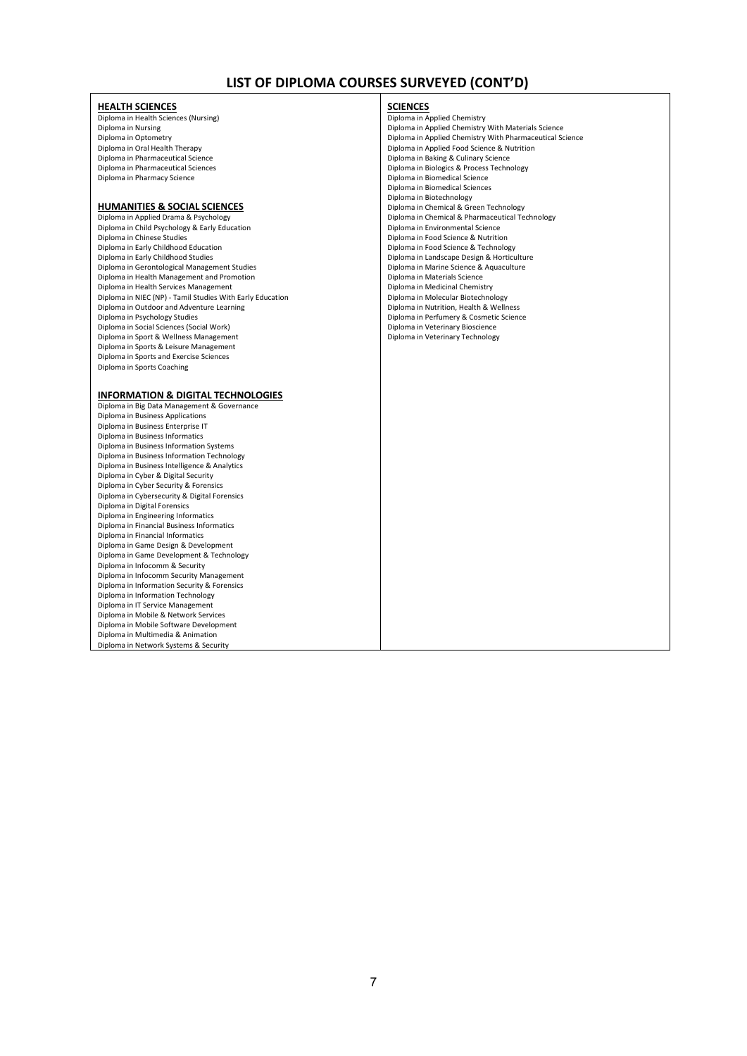# LIST OF DIPLOMA COURSES SURVEYED (CONT'D)

## HEALTH SCIENCES

Diploma in Health Sciences (Nursing)
Diploma in Nursing
Diploma in Optometry
Diploma in Oral Health Therapy
Diploma in Pharmaceutical Science
Diploma in Pharmaceutical Sciences
Diploma in Pharmacy Science

## HUMANITIES & SOCIAL SCIENCES

Diploma in Applied Drama & Psychology
Diploma in Child Psychology & Early Education
Diploma in Chinese Studies
Diploma in Early Childhood Education
Diploma in Early Childhood Studies
Diploma in Gerontological Management Studies
Diploma in Health Management and Promotion
Diploma in Health Services Management
Diploma in NIEC (NP) - Tamil Studies With Early Education
Diploma in Outdoor and Adventure Learning
Diploma in Psychology Studies
Diploma in Social Sciences (Social Work)
Diploma in Sport & Wellness Management
Diploma in Sports & Leisure Management
Diploma in Sports and Exercise Sciences
Diploma in Sports Coaching

## INFORMATION & DIGITAL TECHNOLOGIES

Diploma in Big Data Management & Governance
Diploma in Business Applications
Diploma in Business Enterprise IT
Diploma in Business Informatics
Diploma in Business Information Systems
Diploma in Business Information Technology
Diploma in Business Intelligence & Analytics
Diploma in Cyber & Digital Security
Diploma in Cyber Security & Forensics
Diploma in Cybersecurity & Digital Forensics
Diploma in Digital Forensics
Diploma in Engineering Informatics
Diploma in Financial Business Informatics
Diploma in Financial Informatics
Diploma in Game Design & Development
Diploma in Game Development & Technology
Diploma in Infocomm & Security
Diploma in Infocomm Security Management
Diploma in Information Security & Forensics
Diploma in Information Technology
Diploma in IT Service Management
Diploma in Mobile & Network Services
Diploma in Mobile Software Development
Diploma in Multimedia & Animation
Diploma in Network Systems & Security

## SCIENCES

Diploma in Applied Chemistry
Diploma in Applied Chemistry With Materials Science
Diploma in Applied Chemistry With Pharmaceutical Science
Diploma in Applied Food Science & Nutrition
Diploma in Baking & Culinary Science
Diploma in Biologics & Process Technology
Diploma in Biomedical Science
Diploma in Biomedical Sciences
Diploma in Biotechnology
Diploma in Chemical & Green Technology
Diploma in Chemical & Pharmaceutical Technology
Diploma in Environmental Science
Diploma in Food Science & Nutrition
Diploma in Food Science & Technology
Diploma in Landscape Design & Horticulture
Diploma in Marine Science & Aquaculture
Diploma in Materials Science
Diploma in Medicinal Chemistry
Diploma in Molecular Biotechnology
Diploma in Nutrition, Health & Wellness
Diploma in Perfumery & Cosmetic Science
Diploma in Veterinary Bioscience
Diploma in Veterinary Technology